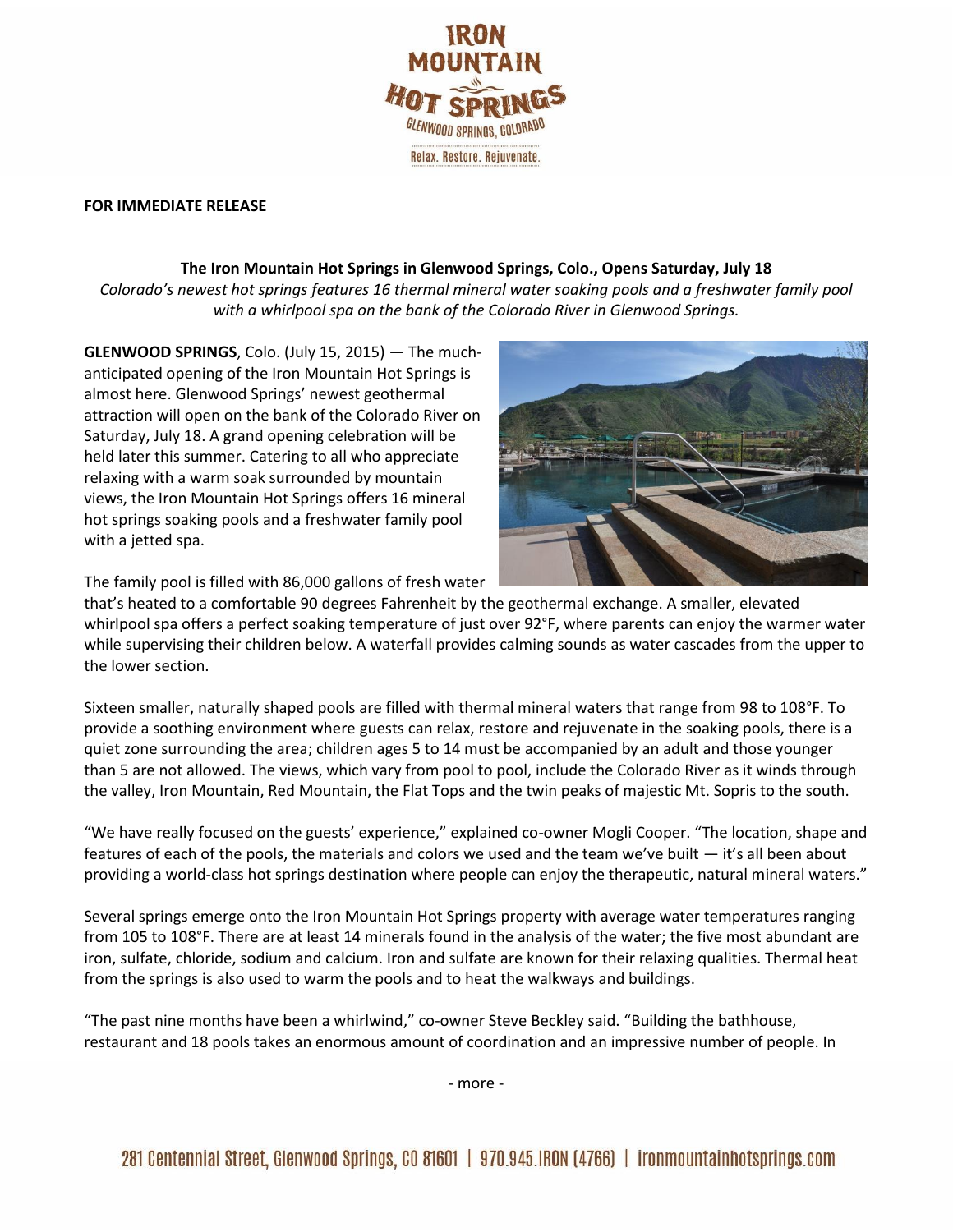**FOR IMMEDIATE RELEASE**

**The Iron Mountain Hot Springs in Glenwood Springs, Colo., Opens Saturday, July 18**

*Colorado's newest hot springs features 16 thermal mineral water soaking pools and a freshwater family pool with a whirlpool spa on the bank of the Colorado River in Glenwood Springs.*

**GLENWOOD SPRINGS**, Colo. (July 15, 2015) — The much-anticipated opening of the Iron Mountain Hot Springs is almost here. Glenwood Springs' newest geothermal attraction will open on the bank of the Colorado River on Saturday, July 18. A grand opening celebration will be held later this summer. Catering to all who appreciate relaxing with a warm soak surrounded by mountain views, the Iron Mountain Hot Springs offers 16 mineral hot springs soaking pools and a freshwater family pool with a jetted spa.

The family pool is filled with 86,000 gallons of fresh water that's heated to a comfortable 90 degrees Fahrenheit by the geothermal exchange. A smaller, elevated whirlpool spa offers a perfect soaking temperature of just over 92˚F, where parents can enjoy the warmer water while supervising their children below. A waterfall provides calming sounds as water cascades from the upper to the lower section.

Sixteen smaller, naturally shaped pools are filled with thermal mineral waters that range from 98 to 108˚F. To provide a soothing environment where guests can relax, restore and rejuvenate in the soaking pools, there is a quiet zone surrounding the area; children ages 5 to 14 must be accompanied by an adult and those younger than 5 are not allowed. The views, which vary from pool to pool, include the Colorado River as it winds through the valley, Iron Mountain, Red Mountain, the Flat Tops and the twin peaks of majestic Mt. Sopris to the south.

"We have really focused on the guests' experience," explained co-owner Mogli Cooper. "The location, shape and features of each of the pools, the materials and colors we used and the team we've built — it's all been about providing a world-class hot springs destination where people can enjoy the therapeutic, natural mineral waters."

Several springs emerge onto the Iron Mountain Hot Springs property with average water temperatures ranging from 105 to 108˚F. There are at least 14 minerals found in the analysis of the water; the five most abundant are iron, sulfate, chloride, sodium and calcium. Iron and sulfate are known for their relaxing qualities. Thermal heat from the springs is also used to warm the pools and to heat the walkways and buildings.

"The past nine months have been a whirlwind," co-owner Steve Beckley said. "Building the bathhouse, restaurant and 18 pools takes an enormous amount of coordination and an impressive number of people. In

- more -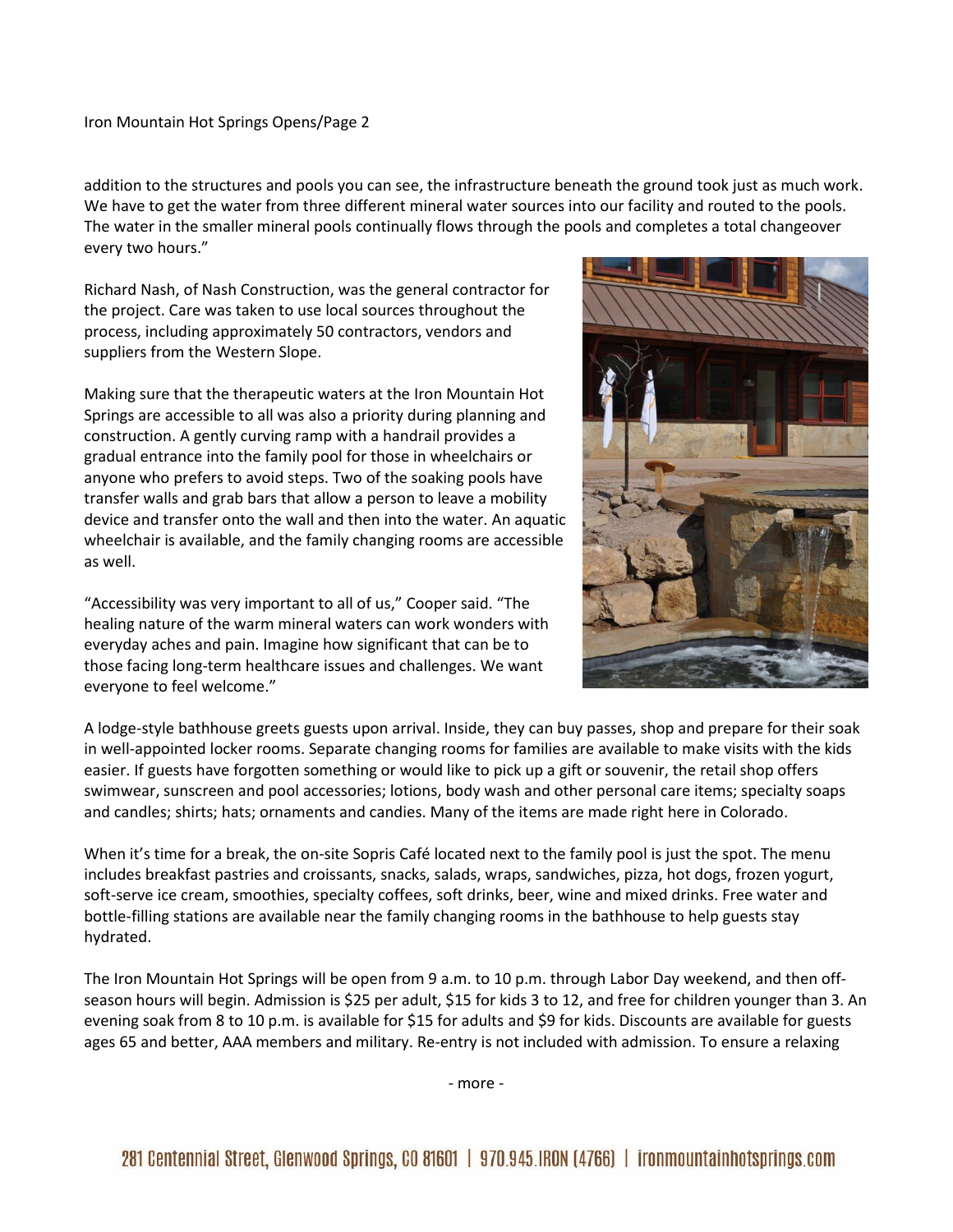addition to the structures and pools you can see, the infrastructure beneath the ground took just as much work. We have to get the water from three different mineral water sources into our facility and routed to the pools. The water in the smaller mineral pools continually flows through the pools and completes a total changeover every two hours."

Richard Nash, of Nash Construction, was the general contractor for the project. Care was taken to use local sources throughout the process, including approximately 50 contractors, vendors and suppliers from the Western Slope.

Making sure that the therapeutic waters at the Iron Mountain Hot Springs are accessible to all was also a priority during planning and construction. A gently curving ramp with a handrail provides a gradual entrance into the family pool for those in wheelchairs or anyone who prefers to avoid steps. Two of the soaking pools have transfer walls and grab bars that allow a person to leave a mobility device and transfer onto the wall and then into the water. An aquatic wheelchair is available, and the family changing rooms are accessible as well.

"Accessibility was very important to all of us," Cooper said. "The healing nature of the warm mineral waters can work wonders with everyday aches and pain. Imagine how significant that can be to those facing long-term healthcare issues and challenges. We want everyone to feel welcome."

A lodge-style bathhouse greets guests upon arrival. Inside, they can buy passes, shop and prepare for their soak in well-appointed locker rooms. Separate changing rooms for families are available to make visits with the kids easier. If guests have forgotten something or would like to pick up a gift or souvenir, the retail shop offers swimwear, sunscreen and pool accessories; lotions, body wash and other personal care items; specialty soaps and candles; shirts; hats; ornaments and candies. Many of the items are made right here in Colorado.

When it's time for a break, the on-site Sopris Café located next to the family pool is just the spot. The menu includes breakfast pastries and croissants, snacks, salads, wraps, sandwiches, pizza, hot dogs, frozen yogurt, soft-serve ice cream, smoothies, specialty coffees, soft drinks, beer, wine and mixed drinks. Free water and bottle-filling stations are available near the family changing rooms in the bathhouse to help guests stay hydrated.

The Iron Mountain Hot Springs will be open from 9 a.m. to 10 p.m. through Labor Day weekend, and then off-season hours will begin. Admission is $25 per adult, $15 for kids 3 to 12, and free for children younger than 3. An evening soak from 8 to 10 p.m. is available for $15 for adults and $9 for kids. Discounts are available for guests ages 65 and better, AAA members and military. Re-entry is not included with admission. To ensure a relaxing

- more -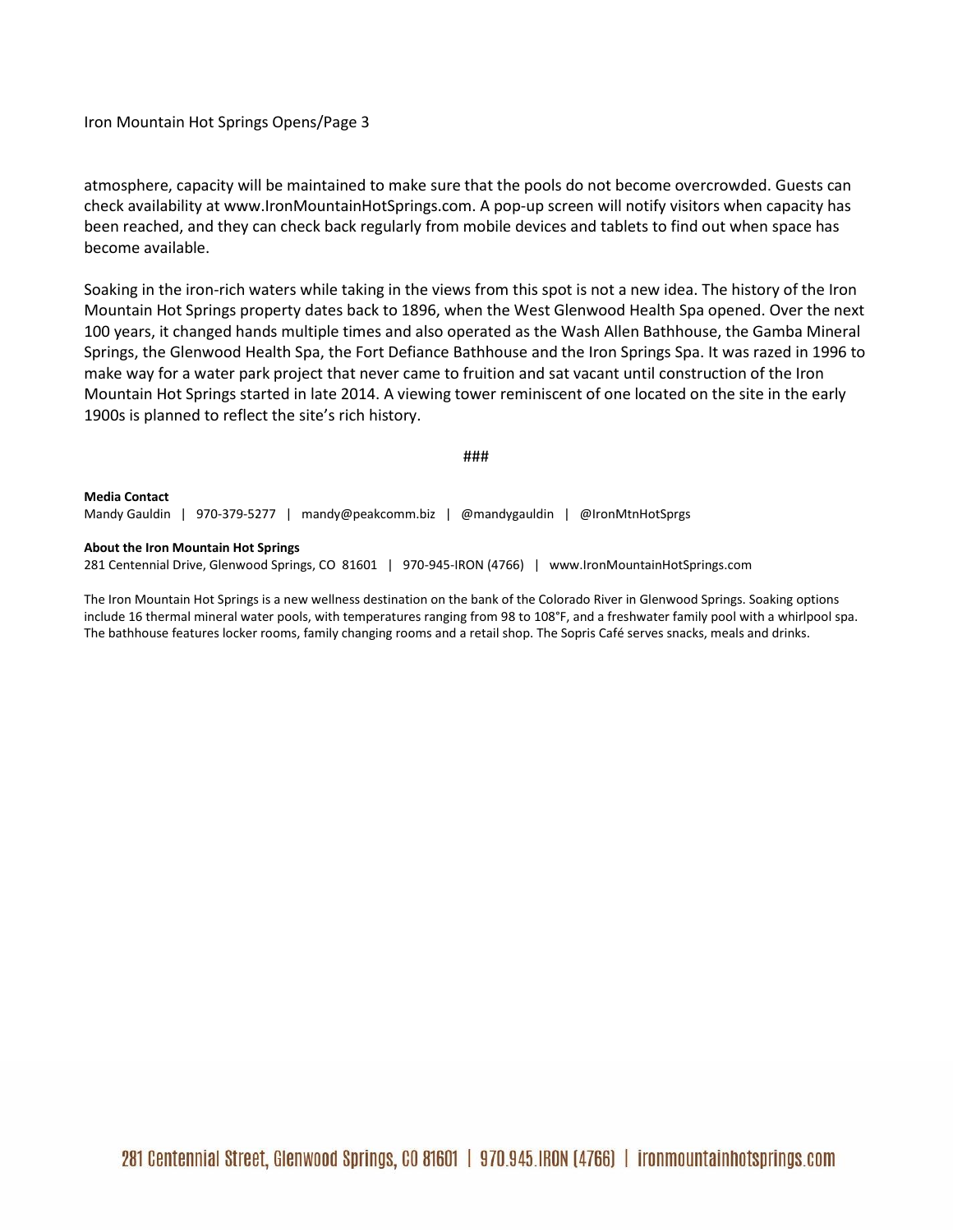atmosphere, capacity will be maintained to make sure that the pools do not become overcrowded. Guests can check availability at www.IronMountainHotSprings.com. A pop-up screen will notify visitors when capacity has been reached, and they can check back regularly from mobile devices and tablets to find out when space has become available.

Soaking in the iron-rich waters while taking in the views from this spot is not a new idea. The history of the Iron Mountain Hot Springs property dates back to 1896, when the West Glenwood Health Spa opened. Over the next 100 years, it changed hands multiple times and also operated as the Wash Allen Bathhouse, the Gamba Mineral Springs, the Glenwood Health Spa, the Fort Defiance Bathhouse and the Iron Springs Spa. It was razed in 1996 to make way for a water park project that never came to fruition and sat vacant until construction of the Iron Mountain Hot Springs started in late 2014. A viewing tower reminiscent of one located on the site in the early 1900s is planned to reflect the site's rich history.

###

**Media Contact**
Mandy Gauldin | 970-379-5277 | mandy@peakcomm.biz | @mandygauldin | @IronMtnHotSprgs

**About the Iron Mountain Hot Springs**
281 Centennial Drive, Glenwood Springs, CO 81601 | 970-945-IRON (4766) | www.IronMountainHotSprings.com

The Iron Mountain Hot Springs is a new wellness destination on the bank of the Colorado River in Glenwood Springs. Soaking options include 16 thermal mineral water pools, with temperatures ranging from 98 to 108°F, and a freshwater family pool with a whirlpool spa. The bathhouse features locker rooms, family changing rooms and a retail shop. The Sopris Café serves snacks, meals and drinks.